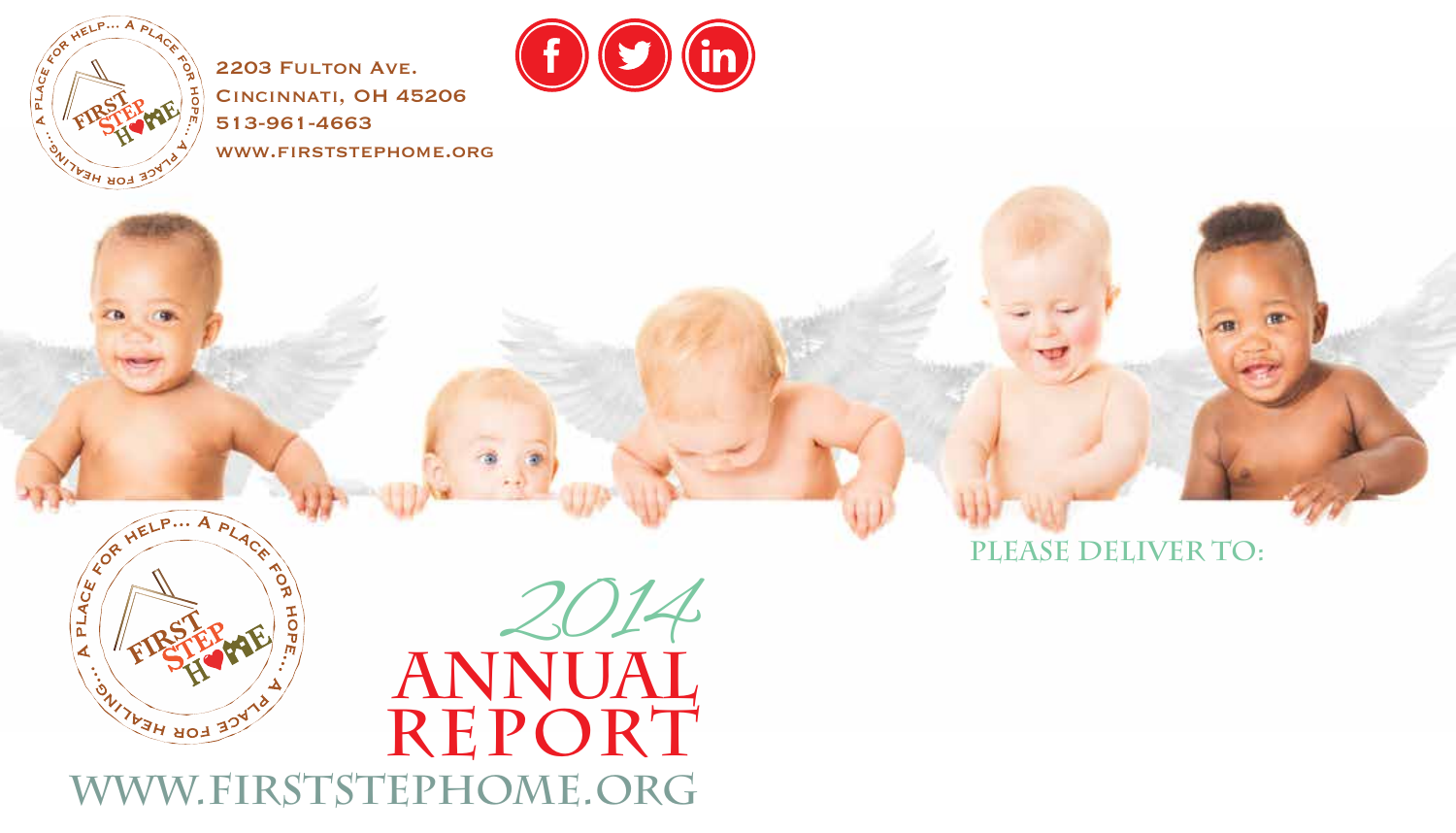2203 Fulton Ave.
Cincinnati, OH 45206
513-961-4663
www.firststephome.org

# 2014 Annual Report

www.firststephome.org

Please deliver to: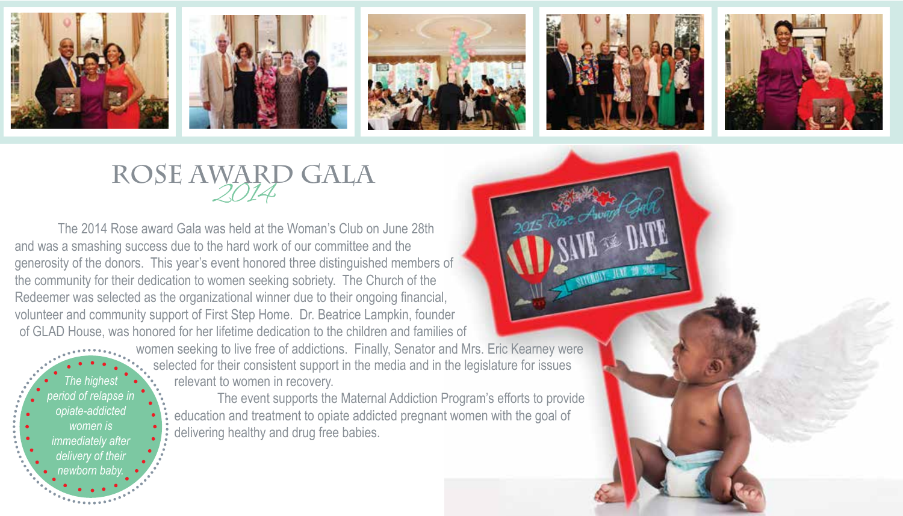# ROSE AWARD GALA *2014*

The 2014 Rose award Gala was held at the Woman's Club on June 28th and was a smashing success due to the hard work of our committee and the generosity of the donors. This year's event honored three distinguished members of the community for their dedication to women seeking sobriety. The Church of the Redeemer was selected as the organizational winner due to their ongoing financial, volunteer and community support of First Step Home. Dr. Beatrice Lampkin, founder of GLAD House, was honored for her lifetime dedication to the children and families of women seeking to live free of addictions. Finally, Senator and Mrs. Eric Kearney were selected for their consistent support in the media and in the legislature for issues relevant to women in recovery.

The event supports the Maternal Addiction Program's efforts to provide education and treatment to opiate addicted pregnant women with the goal of delivering healthy and drug free babies.

*The highest period of relapse in opiate-addicted women is immediately after delivery of their newborn baby.*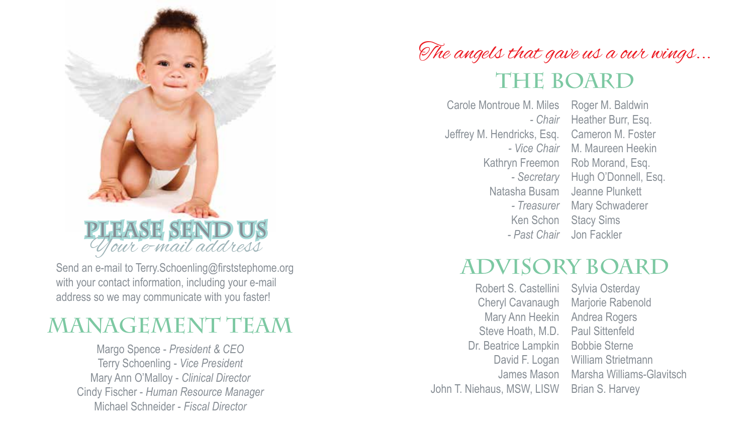## PLEASE SEND US

*Your e-mail address*

Send an e-mail to Terry.Schoenling@firststephome.org with your contact information, including your e-mail address so we may communicate with you faster!

## MANAGEMENT TEAM

Margo Spence - *President & CEO*
Terry Schoenling - *Vice President*
Mary Ann O'Malloy - *Clinical Director*
Cindy Fischer - *Human Resource Manager*
Michael Schneider - *Fiscal Director*

*The angels that gave us a our wings...*

## THE BOARD

Carole Montroue M. Miles - *Chair*
Jeffrey M. Hendricks, Esq. - *Vice Chair*
Kathryn Freemon - *Secretary*
Natasha Busam - *Treasurer*
Ken Schon - *Past Chair*
Roger M. Baldwin
Heather Burr, Esq.
Cameron M. Foster
M. Maureen Heekin
Rob Morand, Esq.
Hugh O'Donnell, Esq.
Jeanne Plunkett
Mary Schwaderer
Stacy Sims
Jon Fackler

## ADVISORY BOARD

Robert S. Castellini
Cheryl Cavanaugh
Mary Ann Heekin
Steve Hoath, M.D.
Dr. Beatrice Lampkin
David F. Logan
James Mason
John T. Niehaus, MSW, LISW
Sylvia Osterday
Marjorie Rabenold
Andrea Rogers
Paul Sittenfeld
Bobbie Sterne
William Strietmann
Marsha Williams-Glavitsch
Brian S. Harvey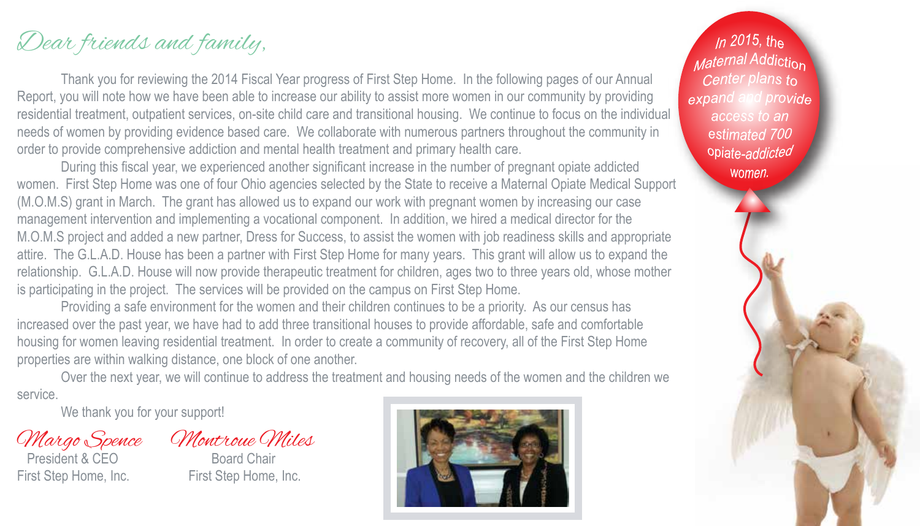*Dear friends and family,*

Thank you for reviewing the 2014 Fiscal Year progress of First Step Home. In the following pages of our Annual Report, you will note how we have been able to increase our ability to assist more women in our community by providing residential treatment, outpatient services, on-site child care and transitional housing. We continue to focus on the individual needs of women by providing evidence based care. We collaborate with numerous partners throughout the community in order to provide comprehensive addiction and mental health treatment and primary health care.

During this fiscal year, we experienced another significant increase in the number of pregnant opiate addicted women. First Step Home was one of four Ohio agencies selected by the State to receive a Maternal Opiate Medical Support (M.O.M.S) grant in March. The grant has allowed us to expand our work with pregnant women by increasing our case management intervention and implementing a vocational component. In addition, we hired a medical director for the M.O.M.S project and added a new partner, Dress for Success, to assist the women with job readiness skills and appropriate attire. The G.L.A.D. House has been a partner with First Step Home for many years. This grant will allow us to expand the relationship. G.L.A.D. House will now provide therapeutic treatment for children, ages two to three years old, whose mother is participating in the project. The services will be provided on the campus on First Step Home.

Providing a safe environment for the women and their children continues to be a priority. As our census has increased over the past year, we have had to add three transitional houses to provide affordable, safe and comfortable housing for women leaving residential treatment. In order to create a community of recovery, all of the First Step Home properties are within walking distance, one block of one another.

Over the next year, we will continue to address the treatment and housing needs of the women and the children we service.

We thank you for your support!

*Margo Spence*
President & CEO
First Step Home, Inc.

*Montroue Miles*
Board Chair
First Step Home, Inc.

*In 2015, the Maternal Addiction Center plans to expand and provide access to an estimated 700 opiate-addicted women.*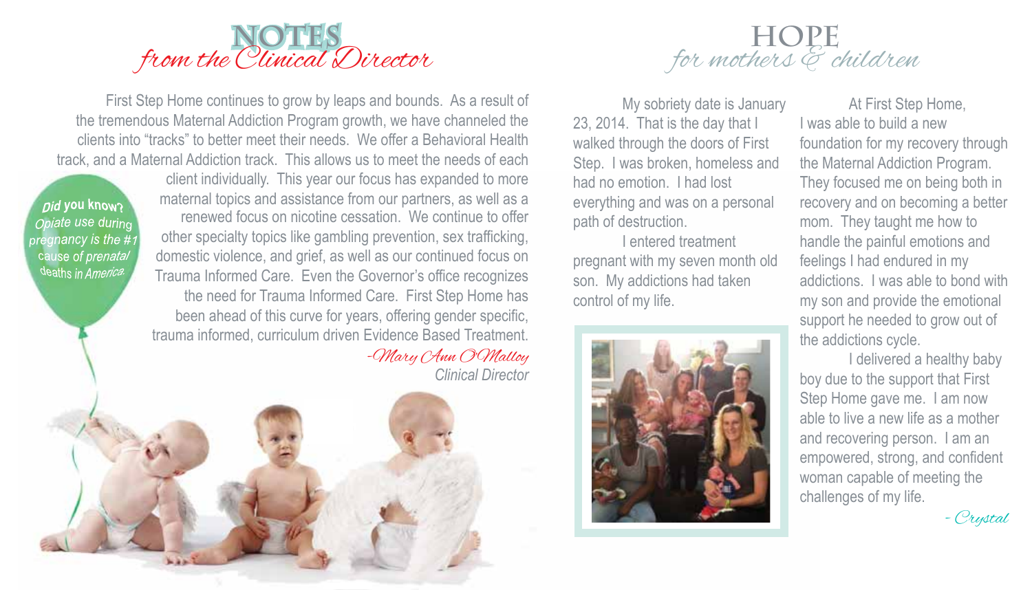# NOTES *from the Clinical Director*

First Step Home continues to grow by leaps and bounds. As a result of the tremendous Maternal Addiction Program growth, we have channeled the clients into "tracks" to better meet their needs. We offer a Behavioral Health track, and a Maternal Addiction track. This allows us to meet the needs of each client individually. This year our focus has expanded to more maternal topics and assistance from our partners, as well as a renewed focus on nicotine cessation. We continue to offer other specialty topics like gambling prevention, sex trafficking, domestic violence, and grief, as well as our continued focus on Trauma Informed Care. Even the Governor's office recognizes the need for Trauma Informed Care. First Step Home has been ahead of this curve for years, offering gender specific, trauma informed, curriculum driven Evidence Based Treatment.

*-Mary Ann O'Malloy*
*Clinical Director*

**Did you know?** *Opiate use during pregnancy is the #1 cause of prenatal deaths in America.*

# HOPE *for mothers & children*

My sobriety date is January 23, 2014. That is the day that I walked through the doors of First Step. I was broken, homeless and had no emotion. I had lost everything and was on a personal path of destruction.

I entered treatment pregnant with my seven month old son. My addictions had taken control of my life.

At First Step Home, I was able to build a new foundation for my recovery through the Maternal Addiction Program. They focused me on being both in recovery and on becoming a better mom. They taught me how to handle the painful emotions and feelings I had endured in my addictions. I was able to bond with my son and provide the emotional support he needed to grow out of the addictions cycle.

I delivered a healthy baby boy due to the support that First Step Home gave me. I am now able to live a new life as a mother and recovering person. I am an empowered, strong, and confident woman capable of meeting the challenges of my life.

*- Crystal*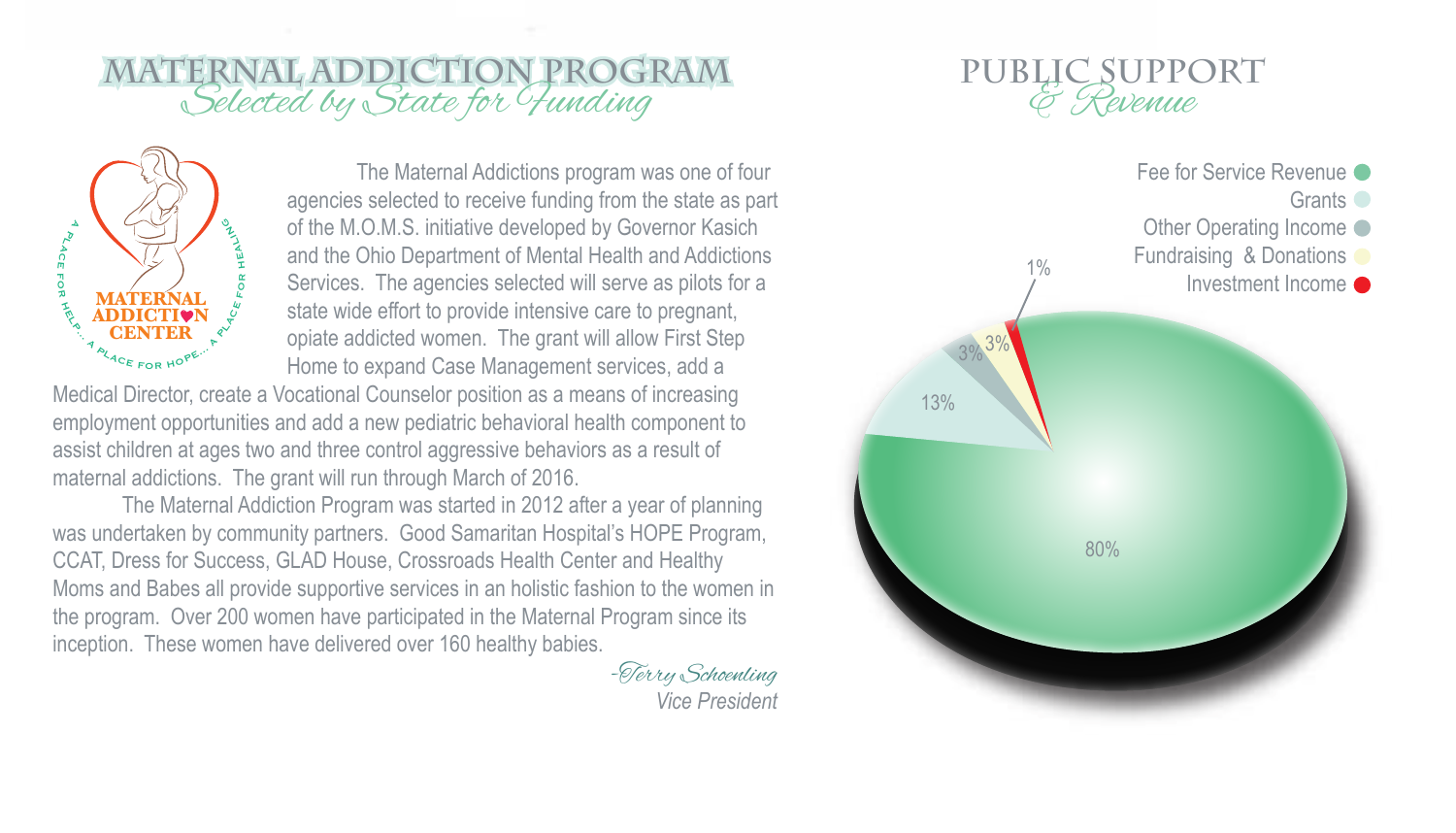# MATERNAL ADDICTION PROGRAM
## *Selected by State for Funding*

MATERNAL ADDICTION CENTER

A PLACE FOR HELP... A PLACE FOR HOPE... A PLACE FOR HEALING

The Maternal Addictions program was one of four agencies selected to receive funding from the state as part of the M.O.M.S. initiative developed by Governor Kasich and the Ohio Department of Mental Health and Addictions Services. The agencies selected will serve as pilots for a state wide effort to provide intensive care to pregnant, opiate addicted women. The grant will allow First Step Home to expand Case Management services, add a Medical Director, create a Vocational Counselor position as a means of increasing employment opportunities and add a new pediatric behavioral health component to assist children at ages two and three control aggressive behaviors as a result of maternal addictions. The grant will run through March of 2016.

The Maternal Addiction Program was started in 2012 after a year of planning was undertaken by community partners. Good Samaritan Hospital's HOPE Program, CCAT, Dress for Success, GLAD House, Crossroads Health Center and Healthy Moms and Babes all provide supportive services in an holistic fashion to the women in the program. Over 200 women have participated in the Maternal Program since its inception. These women have delivered over 160 healthy babies.

*-Terry Schoenling*
*Vice President*

# PUBLIC SUPPORT
## *& Revenue*

| Source | Percentage |
| --- | --- |
| Fee for Service Revenue | 80% |
| Grants | 13% |
| Other Operating Income | 3% |
| Fundraising & Donations | 3% |
| Investment Income | 1% |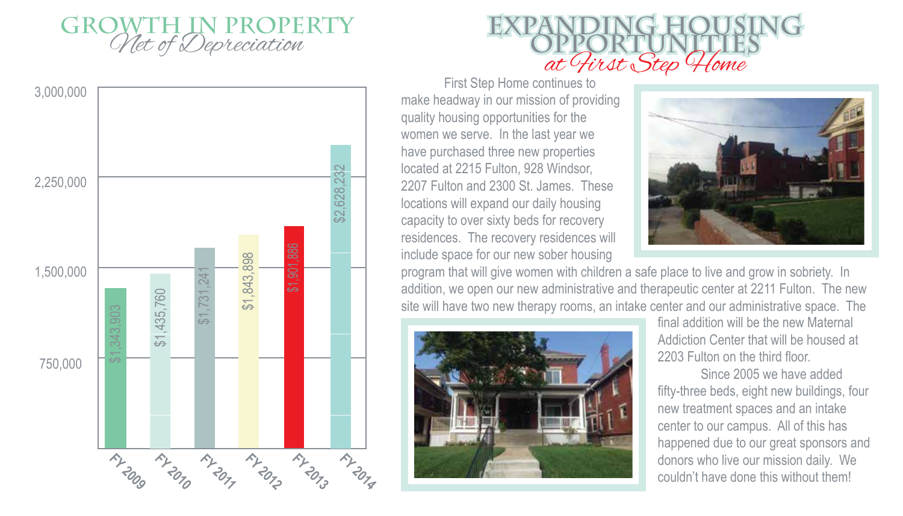## Growth in Property
*Net of Depreciation*

| Fiscal Year | Property Net of Depreciation |
|---|---|
| FY 2009 | $1,343,903 |
| FY 2010 | $1,435,760 |
| FY 2011 | $1,731,241 |
| FY 2012 | $1,843,898 |
| FY 2013 | $1,901,886 |
| FY 2014 | $2,628,232 |

## Expanding Housing Opportunities
*at First Step Home*

First Step Home continues to make headway in our mission of providing quality housing opportunities for the women we serve. In the last year we have purchased three new properties located at 2215 Fulton, 928 Windsor, 2207 Fulton and 2300 St. James. These locations will expand our daily housing capacity to over sixty beds for recovery residences. The recovery residences will include space for our new sober housing program that will give women with children a safe place to live and grow in sobriety. In addition, we open our new administrative and therapeutic center at 2211 Fulton. The new site will have two new therapy rooms, an intake center and our administrative space. The final addition will be the new Maternal Addiction Center that will be housed at 2203 Fulton on the third floor.

Since 2005 we have added fifty-three beds, eight new buildings, four new treatment spaces and an intake center to our campus. All of this has happened due to our great sponsors and donors who live our mission daily. We couldn't have done this without them!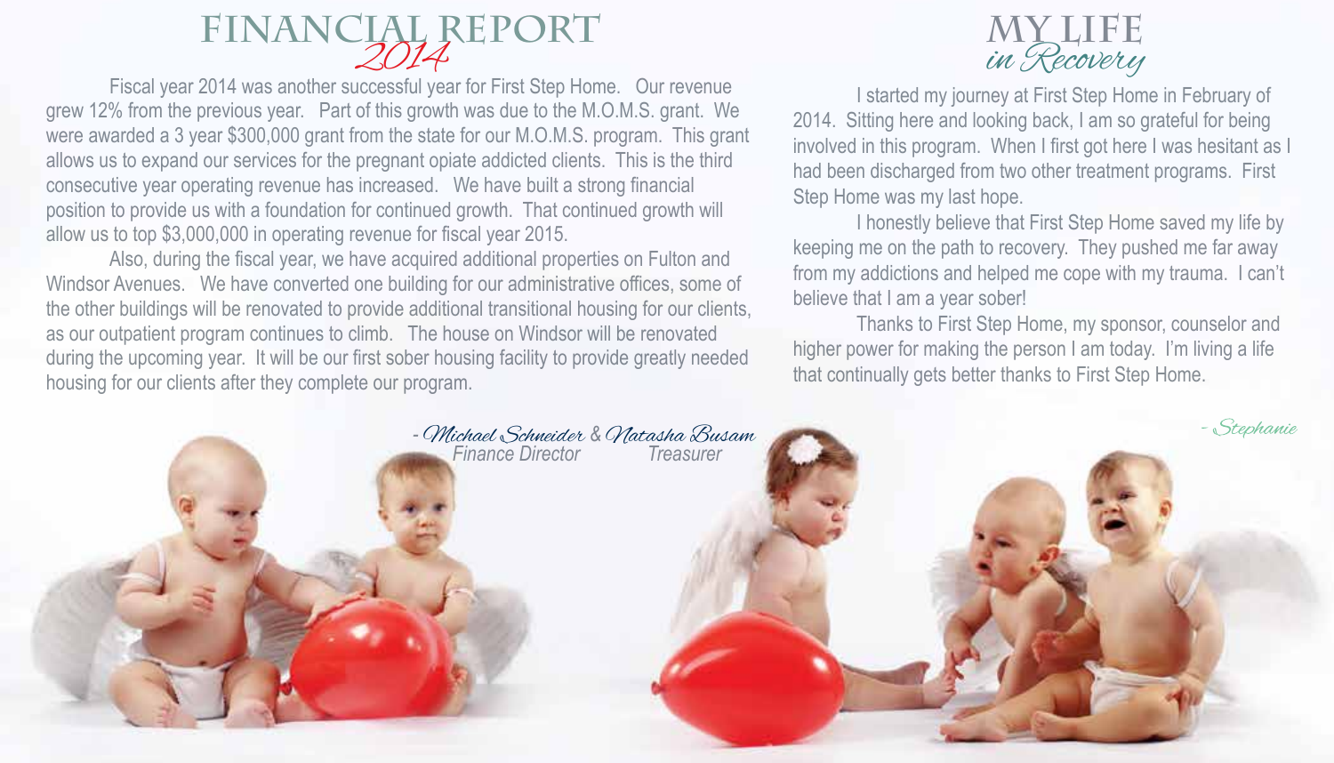# Financial Report *2014*

Fiscal year 2014 was another successful year for First Step Home. Our revenue grew 12% from the previous year. Part of this growth was due to the M.O.M.S. grant. We were awarded a 3 year $300,000 grant from the state for our M.O.M.S. program. This grant allows us to expand our services for the pregnant opiate addicted clients. This is the third consecutive year operating revenue has increased. We have built a strong financial position to provide us with a foundation for continued growth. That continued growth will allow us to top $3,000,000 in operating revenue for fiscal year 2015.

Also, during the fiscal year, we have acquired additional properties on Fulton and Windsor Avenues. We have converted one building for our administrative offices, some of the other buildings will be renovated to provide additional transitional housing for our clients, as our outpatient program continues to climb. The house on Windsor will be renovated during the upcoming year. It will be our first sober housing facility to provide greatly needed housing for our clients after they complete our program.

*- Michael Schneider & Natasha Busam*
*Finance Director Treasurer*

# My Life *in Recovery*

I started my journey at First Step Home in February of 2014. Sitting here and looking back, I am so grateful for being involved in this program. When I first got here I was hesitant as I had been discharged from two other treatment programs. First Step Home was my last hope.

I honestly believe that First Step Home saved my life by keeping me on the path to recovery. They pushed me far away from my addictions and helped me cope with my trauma. I can't believe that I am a year sober!

Thanks to First Step Home, my sponsor, counselor and higher power for making the person I am today. I'm living a life that continually gets better thanks to First Step Home.

*- Stephanie*